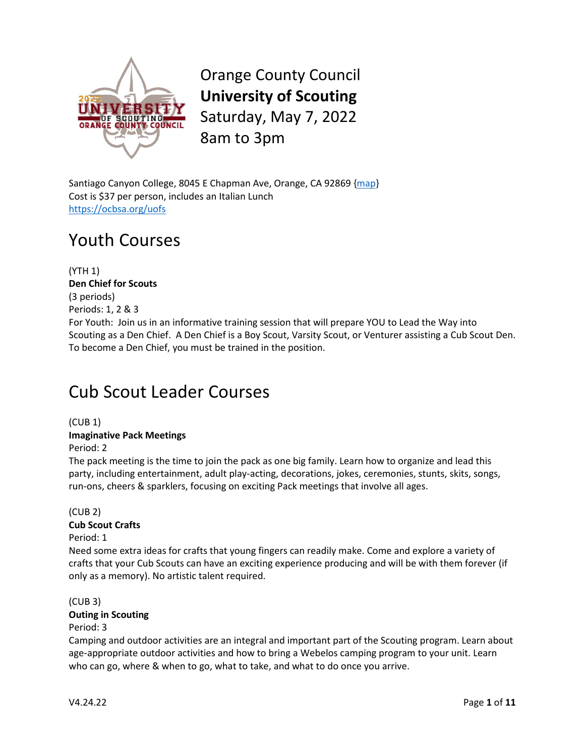Orange County Council
**University of Scouting**
Saturday, May 7, 2022
8am to 3pm

Santiago Canyon College, 8045 E Chapman Ave, Orange, CA 92869 {map}
Cost is $37 per person, includes an Italian Lunch
https://ocbsa.org/uofs

# Youth Courses

(YTH 1)
**Den Chief for Scouts**
(3 periods)
Periods: 1, 2 & 3
For Youth: Join us in an informative training session that will prepare YOU to Lead the Way into Scouting as a Den Chief. A Den Chief is a Boy Scout, Varsity Scout, or Venturer assisting a Cub Scout Den. To become a Den Chief, you must be trained in the position.

# Cub Scout Leader Courses

(CUB 1)
**Imaginative Pack Meetings**
Period: 2
The pack meeting is the time to join the pack as one big family. Learn how to organize and lead this party, including entertainment, adult play-acting, decorations, jokes, ceremonies, stunts, skits, songs, run-ons, cheers & sparklers, focusing on exciting Pack meetings that involve all ages.

(CUB 2)
**Cub Scout Crafts**
Period: 1
Need some extra ideas for crafts that young fingers can readily make. Come and explore a variety of crafts that your Cub Scouts can have an exciting experience producing and will be with them forever (if only as a memory). No artistic talent required.

(CUB 3)
**Outing in Scouting**
Period: 3
Camping and outdoor activities are an integral and important part of the Scouting program. Learn about age-appropriate outdoor activities and how to bring a Webelos camping program to your unit. Learn who can go, where & when to go, what to take, and what to do once you arrive.

V4.24.22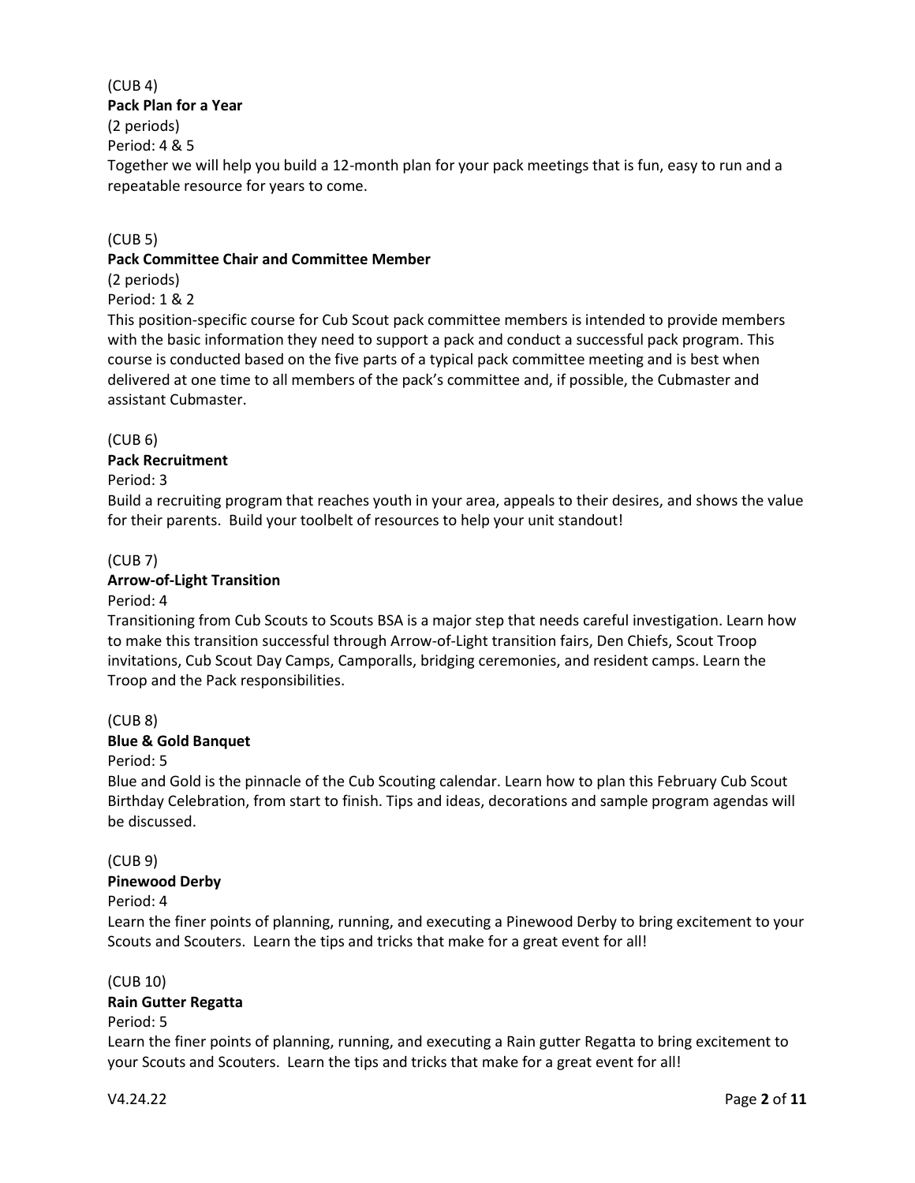(CUB 4)
**Pack Plan for a Year**
(2 periods)
Period: 4 & 5
Together we will help you build a 12-month plan for your pack meetings that is fun, easy to run and a repeatable resource for years to come.

(CUB 5)
**Pack Committee Chair and Committee Member**
(2 periods)
Period: 1 & 2
This position-specific course for Cub Scout pack committee members is intended to provide members with the basic information they need to support a pack and conduct a successful pack program. This course is conducted based on the five parts of a typical pack committee meeting and is best when delivered at one time to all members of the pack's committee and, if possible, the Cubmaster and assistant Cubmaster.

(CUB 6)
**Pack Recruitment**
Period: 3
Build a recruiting program that reaches youth in your area, appeals to their desires, and shows the value for their parents. Build your toolbelt of resources to help your unit standout!

(CUB 7)
**Arrow-of-Light Transition**
Period: 4
Transitioning from Cub Scouts to Scouts BSA is a major step that needs careful investigation. Learn how to make this transition successful through Arrow-of-Light transition fairs, Den Chiefs, Scout Troop invitations, Cub Scout Day Camps, Camporalls, bridging ceremonies, and resident camps. Learn the Troop and the Pack responsibilities.

(CUB 8)
**Blue & Gold Banquet**
Period: 5
Blue and Gold is the pinnacle of the Cub Scouting calendar. Learn how to plan this February Cub Scout Birthday Celebration, from start to finish. Tips and ideas, decorations and sample program agendas will be discussed.

(CUB 9)
**Pinewood Derby**
Period: 4
Learn the finer points of planning, running, and executing a Pinewood Derby to bring excitement to your Scouts and Scouters. Learn the tips and tricks that make for a great event for all!

(CUB 10)
**Rain Gutter Regatta**
Period: 5
Learn the finer points of planning, running, and executing a Rain gutter Regatta to bring excitement to your Scouts and Scouters. Learn the tips and tricks that make for a great event for all!

V4.24.22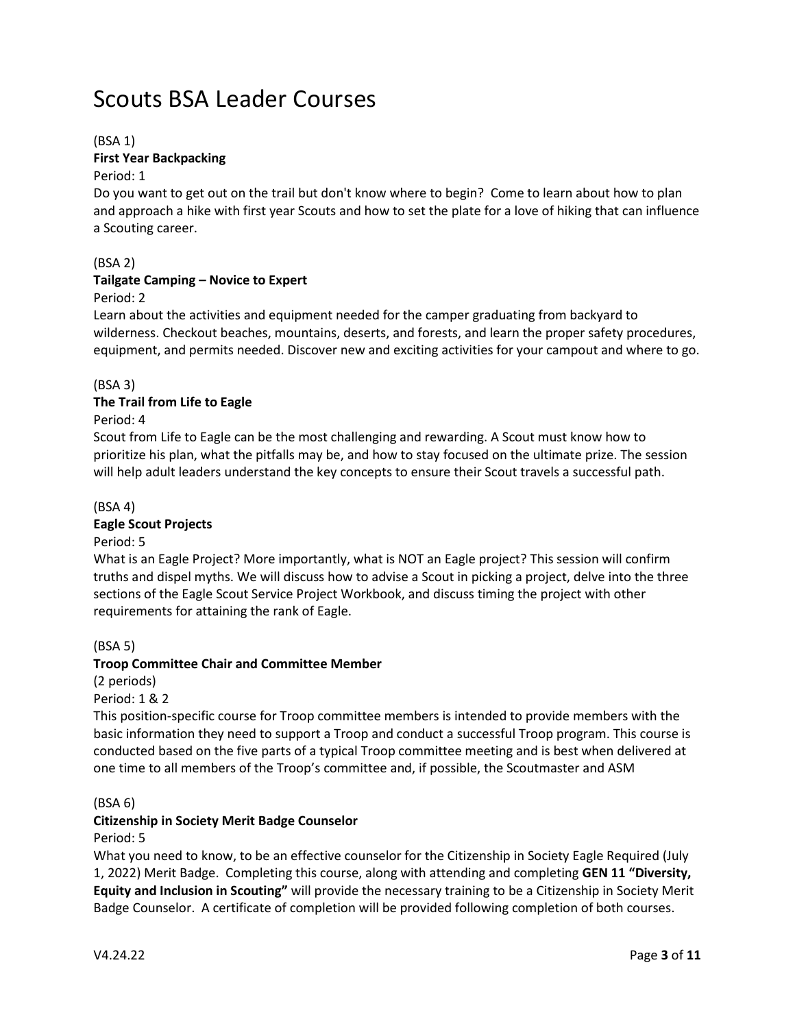# Scouts BSA Leader Courses

(BSA 1)
**First Year Backpacking**
Period: 1
Do you want to get out on the trail but don't know where to begin? Come to learn about how to plan and approach a hike with first year Scouts and how to set the plate for a love of hiking that can influence a Scouting career.

(BSA 2)
**Tailgate Camping – Novice to Expert**
Period: 2
Learn about the activities and equipment needed for the camper graduating from backyard to wilderness. Checkout beaches, mountains, deserts, and forests, and learn the proper safety procedures, equipment, and permits needed. Discover new and exciting activities for your campout and where to go.

(BSA 3)
**The Trail from Life to Eagle**
Period: 4
Scout from Life to Eagle can be the most challenging and rewarding. A Scout must know how to prioritize his plan, what the pitfalls may be, and how to stay focused on the ultimate prize. The session will help adult leaders understand the key concepts to ensure their Scout travels a successful path.

(BSA 4)
**Eagle Scout Projects**
Period: 5
What is an Eagle Project? More importantly, what is NOT an Eagle project? This session will confirm truths and dispel myths. We will discuss how to advise a Scout in picking a project, delve into the three sections of the Eagle Scout Service Project Workbook, and discuss timing the project with other requirements for attaining the rank of Eagle.

(BSA 5)
**Troop Committee Chair and Committee Member**
(2 periods)
Period: 1 & 2
This position-specific course for Troop committee members is intended to provide members with the basic information they need to support a Troop and conduct a successful Troop program. This course is conducted based on the five parts of a typical Troop committee meeting and is best when delivered at one time to all members of the Troop's committee and, if possible, the Scoutmaster and ASM

(BSA 6)
**Citizenship in Society Merit Badge Counselor**
Period: 5
What you need to know, to be an effective counselor for the Citizenship in Society Eagle Required (July 1, 2022) Merit Badge. Completing this course, along with attending and completing **GEN 11 "Diversity, Equity and Inclusion in Scouting"** will provide the necessary training to be a Citizenship in Society Merit Badge Counselor. A certificate of completion will be provided following completion of both courses.

V4.24.22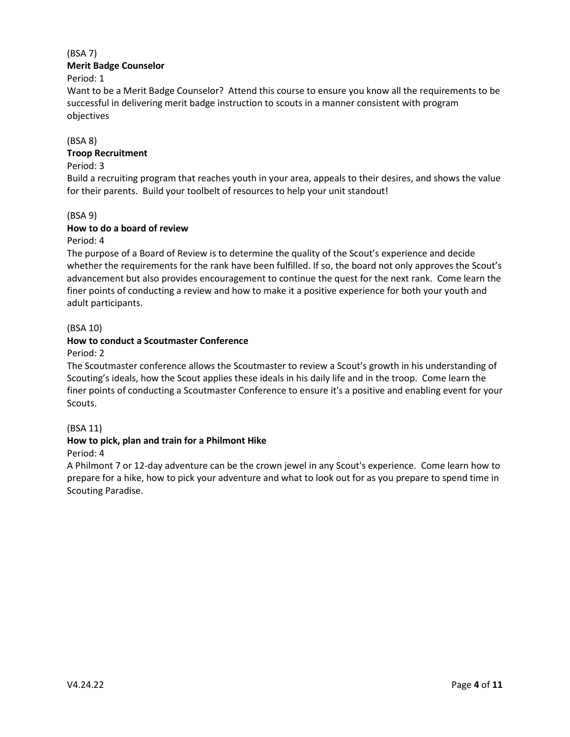(BSA 7)

**Merit Badge Counselor**

Period: 1

Want to be a Merit Badge Counselor? Attend this course to ensure you know all the requirements to be successful in delivering merit badge instruction to scouts in a manner consistent with program objectives

(BSA 8)

**Troop Recruitment**

Period: 3

Build a recruiting program that reaches youth in your area, appeals to their desires, and shows the value for their parents. Build your toolbelt of resources to help your unit standout!

(BSA 9)

**How to do a board of review**

Period: 4

The purpose of a Board of Review is to determine the quality of the Scout's experience and decide whether the requirements for the rank have been fulfilled. If so, the board not only approves the Scout's advancement but also provides encouragement to continue the quest for the next rank. Come learn the finer points of conducting a review and how to make it a positive experience for both your youth and adult participants.

(BSA 10)

**How to conduct a Scoutmaster Conference**

Period: 2

The Scoutmaster conference allows the Scoutmaster to review a Scout's growth in his understanding of Scouting's ideals, how the Scout applies these ideals in his daily life and in the troop. Come learn the finer points of conducting a Scoutmaster Conference to ensure it's a positive and enabling event for your Scouts.

(BSA 11)

**How to pick, plan and train for a Philmont Hike**

Period: 4

A Philmont 7 or 12-day adventure can be the crown jewel in any Scout's experience. Come learn how to prepare for a hike, how to pick your adventure and what to look out for as you prepare to spend time in Scouting Paradise.

V4.24.22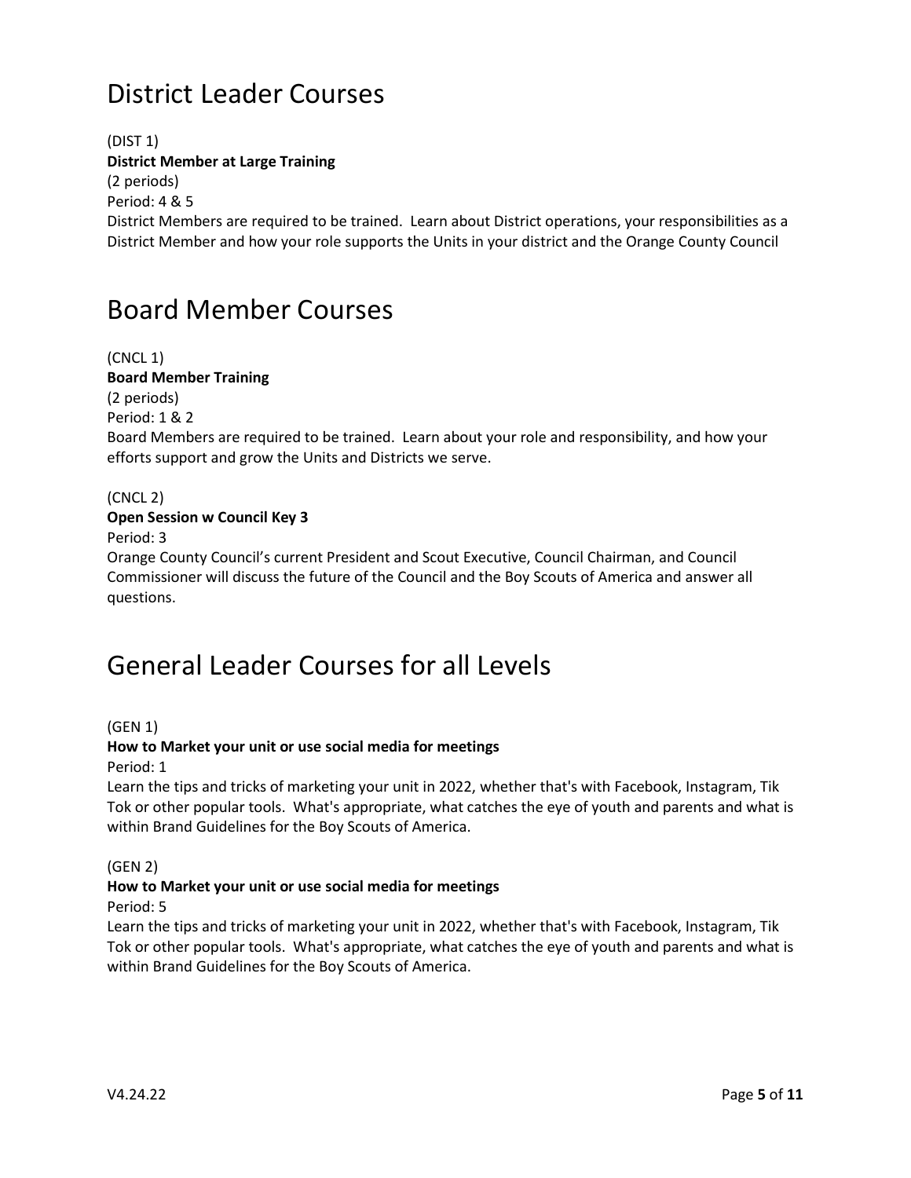# District Leader Courses

(DIST 1)
**District Member at Large Training**
(2 periods)
Period: 4 & 5
District Members are required to be trained. Learn about District operations, your responsibilities as a District Member and how your role supports the Units in your district and the Orange County Council

# Board Member Courses

(CNCL 1)
**Board Member Training**
(2 periods)
Period: 1 & 2
Board Members are required to be trained. Learn about your role and responsibility, and how your efforts support and grow the Units and Districts we serve.

(CNCL 2)
**Open Session w Council Key 3**
Period: 3
Orange County Council's current President and Scout Executive, Council Chairman, and Council Commissioner will discuss the future of the Council and the Boy Scouts of America and answer all questions.

# General Leader Courses for all Levels

(GEN 1)
**How to Market your unit or use social media for meetings**
Period: 1
Learn the tips and tricks of marketing your unit in 2022, whether that's with Facebook, Instagram, Tik Tok or other popular tools. What's appropriate, what catches the eye of youth and parents and what is within Brand Guidelines for the Boy Scouts of America.

(GEN 2)
**How to Market your unit or use social media for meetings**
Period: 5
Learn the tips and tricks of marketing your unit in 2022, whether that's with Facebook, Instagram, Tik Tok or other popular tools. What's appropriate, what catches the eye of youth and parents and what is within Brand Guidelines for the Boy Scouts of America.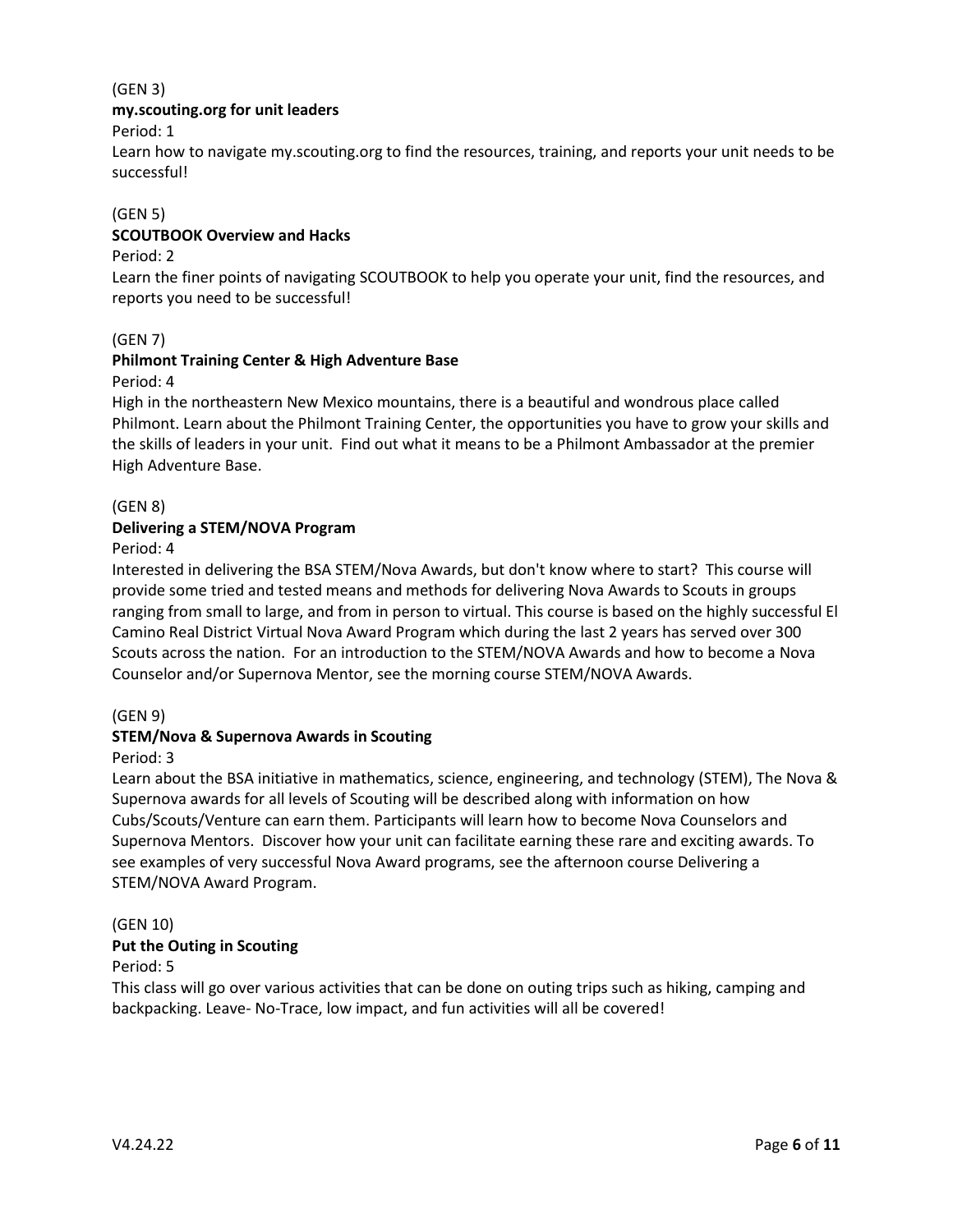(GEN 3)

**my.scouting.org for unit leaders**

Period: 1

Learn how to navigate my.scouting.org to find the resources, training, and reports your unit needs to be successful!

(GEN 5)

**SCOUTBOOK Overview and Hacks**

Period: 2

Learn the finer points of navigating SCOUTBOOK to help you operate your unit, find the resources, and reports you need to be successful!

(GEN 7)

**Philmont Training Center & High Adventure Base**

Period: 4

High in the northeastern New Mexico mountains, there is a beautiful and wondrous place called Philmont. Learn about the Philmont Training Center, the opportunities you have to grow your skills and the skills of leaders in your unit. Find out what it means to be a Philmont Ambassador at the premier High Adventure Base.

(GEN 8)

**Delivering a STEM/NOVA Program**

Period: 4

Interested in delivering the BSA STEM/Nova Awards, but don't know where to start? This course will provide some tried and tested means and methods for delivering Nova Awards to Scouts in groups ranging from small to large, and from in person to virtual. This course is based on the highly successful El Camino Real District Virtual Nova Award Program which during the last 2 years has served over 300 Scouts across the nation. For an introduction to the STEM/NOVA Awards and how to become a Nova Counselor and/or Supernova Mentor, see the morning course STEM/NOVA Awards.

(GEN 9)

**STEM/Nova & Supernova Awards in Scouting**

Period: 3

Learn about the BSA initiative in mathematics, science, engineering, and technology (STEM), The Nova & Supernova awards for all levels of Scouting will be described along with information on how Cubs/Scouts/Venture can earn them. Participants will learn how to become Nova Counselors and Supernova Mentors. Discover how your unit can facilitate earning these rare and exciting awards. To see examples of very successful Nova Award programs, see the afternoon course Delivering a STEM/NOVA Award Program.

(GEN 10)

**Put the Outing in Scouting**

Period: 5

This class will go over various activities that can be done on outing trips such as hiking, camping and backpacking. Leave- No-Trace, low impact, and fun activities will all be covered!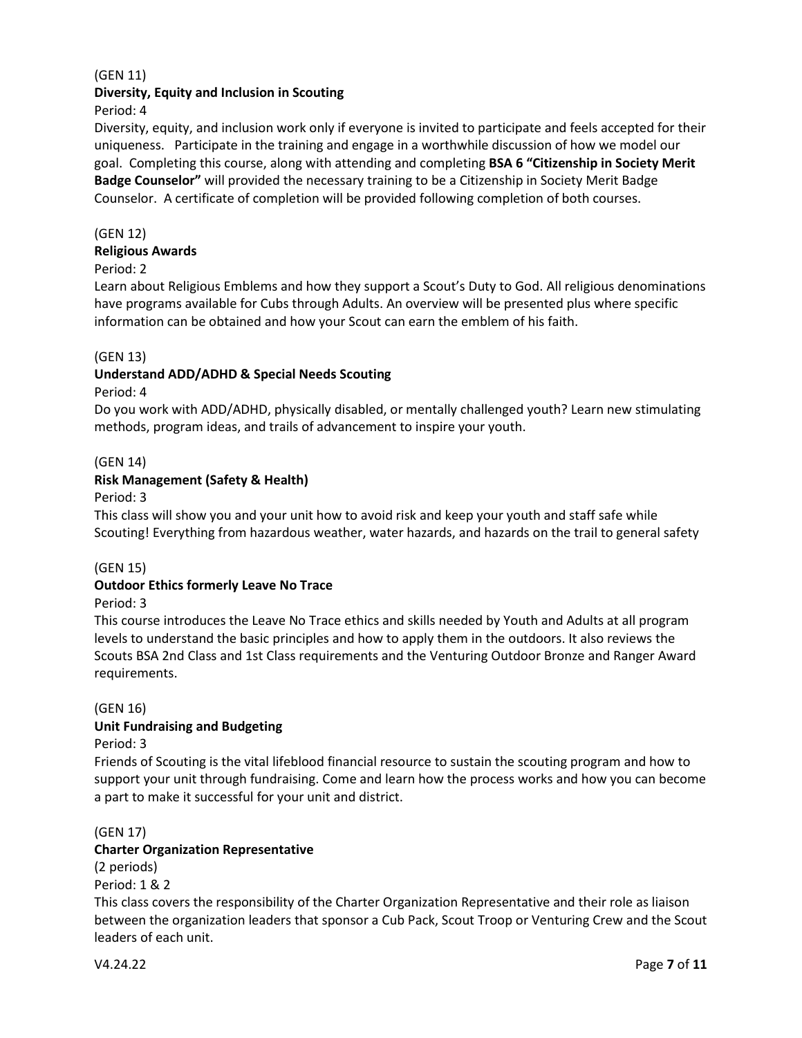(GEN 11)

**Diversity, Equity and Inclusion in Scouting**

Period: 4

Diversity, equity, and inclusion work only if everyone is invited to participate and feels accepted for their uniqueness. Participate in the training and engage in a worthwhile discussion of how we model our goal. Completing this course, along with attending and completing **BSA 6 "Citizenship in Society Merit Badge Counselor"** will provided the necessary training to be a Citizenship in Society Merit Badge Counselor. A certificate of completion will be provided following completion of both courses.

(GEN 12)

**Religious Awards**

Period: 2

Learn about Religious Emblems and how they support a Scout's Duty to God. All religious denominations have programs available for Cubs through Adults. An overview will be presented plus where specific information can be obtained and how your Scout can earn the emblem of his faith.

(GEN 13)

**Understand ADD/ADHD & Special Needs Scouting**

Period: 4

Do you work with ADD/ADHD, physically disabled, or mentally challenged youth? Learn new stimulating methods, program ideas, and trails of advancement to inspire your youth.

(GEN 14)

**Risk Management (Safety & Health)**

Period: 3

This class will show you and your unit how to avoid risk and keep your youth and staff safe while Scouting! Everything from hazardous weather, water hazards, and hazards on the trail to general safety

(GEN 15)

**Outdoor Ethics formerly Leave No Trace**

Period: 3

This course introduces the Leave No Trace ethics and skills needed by Youth and Adults at all program levels to understand the basic principles and how to apply them in the outdoors. It also reviews the Scouts BSA 2nd Class and 1st Class requirements and the Venturing Outdoor Bronze and Ranger Award requirements.

(GEN 16)

**Unit Fundraising and Budgeting**

Period: 3

Friends of Scouting is the vital lifeblood financial resource to sustain the scouting program and how to support your unit through fundraising. Come and learn how the process works and how you can become a part to make it successful for your unit and district.

(GEN 17)

**Charter Organization Representative**

(2 periods)

Period: 1 & 2

This class covers the responsibility of the Charter Organization Representative and their role as liaison between the organization leaders that sponsor a Cub Pack, Scout Troop or Venturing Crew and the Scout leaders of each unit.

V4.24.22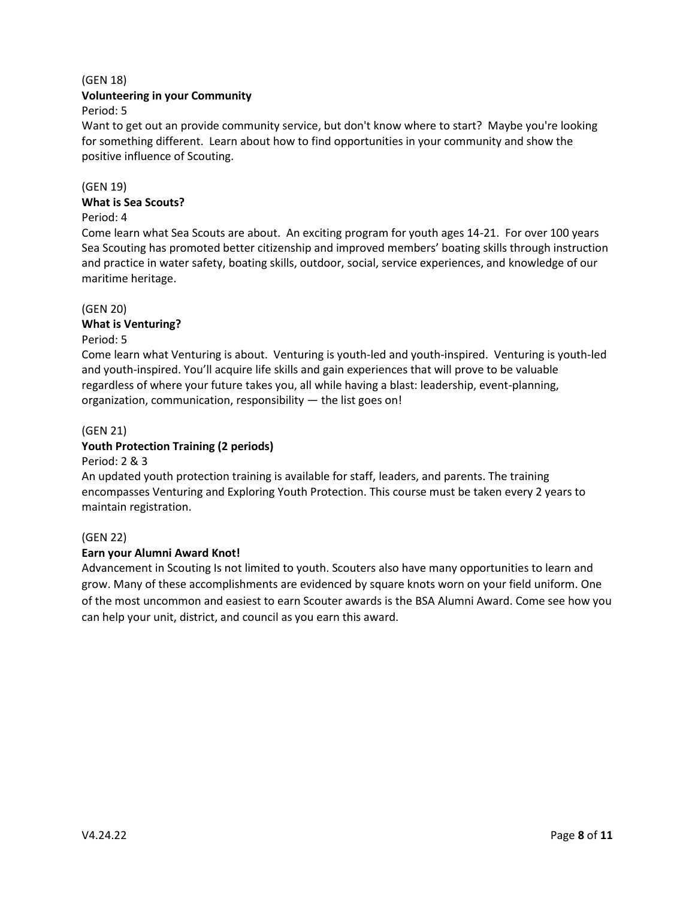(GEN 18)

**Volunteering in your Community**

Period: 5

Want to get out an provide community service, but don't know where to start? Maybe you're looking for something different. Learn about how to find opportunities in your community and show the positive influence of Scouting.

(GEN 19)

**What is Sea Scouts?**

Period: 4

Come learn what Sea Scouts are about. An exciting program for youth ages 14-21. For over 100 years Sea Scouting has promoted better citizenship and improved members' boating skills through instruction and practice in water safety, boating skills, outdoor, social, service experiences, and knowledge of our maritime heritage.

(GEN 20)

**What is Venturing?**

Period: 5

Come learn what Venturing is about. Venturing is youth-led and youth-inspired. Venturing is youth-led and youth-inspired. You'll acquire life skills and gain experiences that will prove to be valuable regardless of where your future takes you, all while having a blast: leadership, event-planning, organization, communication, responsibility — the list goes on!

(GEN 21)

**Youth Protection Training (2 periods)**

Period: 2 & 3

An updated youth protection training is available for staff, leaders, and parents. The training encompasses Venturing and Exploring Youth Protection. This course must be taken every 2 years to maintain registration.

(GEN 22)

**Earn your Alumni Award Knot!**

Advancement in Scouting Is not limited to youth. Scouters also have many opportunities to learn and grow. Many of these accomplishments are evidenced by square knots worn on your field uniform. One of the most uncommon and easiest to earn Scouter awards is the BSA Alumni Award. Come see how you can help your unit, district, and council as you earn this award.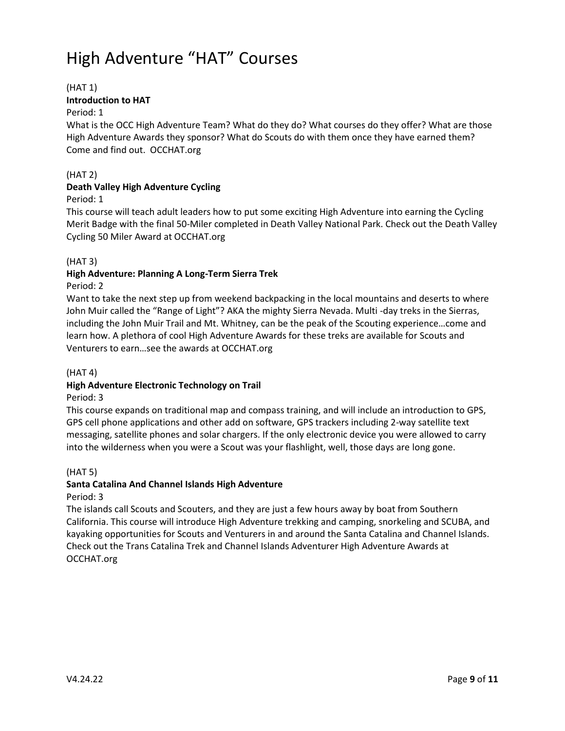# High Adventure "HAT" Courses

(HAT 1)

**Introduction to HAT**

Period: 1

What is the OCC High Adventure Team? What do they do? What courses do they offer? What are those High Adventure Awards they sponsor? What do Scouts do with them once they have earned them? Come and find out. OCCHAT.org

(HAT 2)

**Death Valley High Adventure Cycling**

Period: 1

This course will teach adult leaders how to put some exciting High Adventure into earning the Cycling Merit Badge with the final 50-Miler completed in Death Valley National Park. Check out the Death Valley Cycling 50 Miler Award at OCCHAT.org

(HAT 3)

**High Adventure: Planning A Long-Term Sierra Trek**

Period: 2

Want to take the next step up from weekend backpacking in the local mountains and deserts to where John Muir called the "Range of Light"? AKA the mighty Sierra Nevada. Multi -day treks in the Sierras, including the John Muir Trail and Mt. Whitney, can be the peak of the Scouting experience…come and learn how. A plethora of cool High Adventure Awards for these treks are available for Scouts and Venturers to earn…see the awards at OCCHAT.org

(HAT 4)

**High Adventure Electronic Technology on Trail**

Period: 3

This course expands on traditional map and compass training, and will include an introduction to GPS, GPS cell phone applications and other add on software, GPS trackers including 2-way satellite text messaging, satellite phones and solar chargers. If the only electronic device you were allowed to carry into the wilderness when you were a Scout was your flashlight, well, those days are long gone.

(HAT 5)

**Santa Catalina And Channel Islands High Adventure**

Period: 3

The islands call Scouts and Scouters, and they are just a few hours away by boat from Southern California. This course will introduce High Adventure trekking and camping, snorkeling and SCUBA, and kayaking opportunities for Scouts and Venturers in and around the Santa Catalina and Channel Islands. Check out the Trans Catalina Trek and Channel Islands Adventurer High Adventure Awards at OCCHAT.org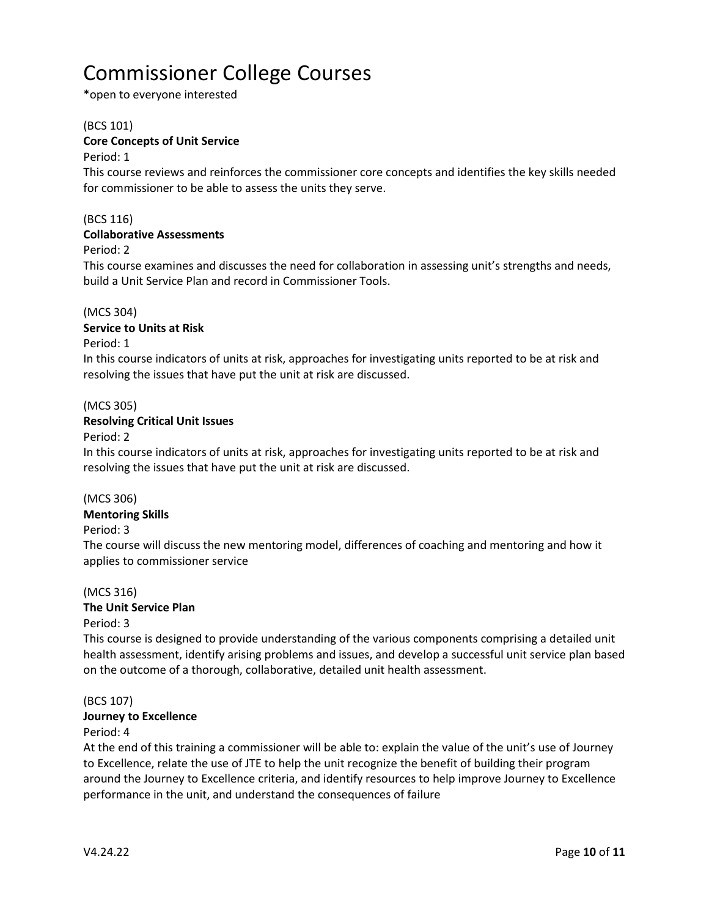# Commissioner College Courses

*open to everyone interested

(BCS 101)

**Core Concepts of Unit Service**

Period: 1

This course reviews and reinforces the commissioner core concepts and identifies the key skills needed for commissioner to be able to assess the units they serve.

(BCS 116)

**Collaborative Assessments**

Period: 2

This course examines and discusses the need for collaboration in assessing unit's strengths and needs, build a Unit Service Plan and record in Commissioner Tools.

(MCS 304)

**Service to Units at Risk**

Period: 1

In this course indicators of units at risk, approaches for investigating units reported to be at risk and resolving the issues that have put the unit at risk are discussed.

(MCS 305)

**Resolving Critical Unit Issues**

Period: 2

In this course indicators of units at risk, approaches for investigating units reported to be at risk and resolving the issues that have put the unit at risk are discussed.

(MCS 306)

**Mentoring Skills**

Period: 3

The course will discuss the new mentoring model, differences of coaching and mentoring and how it applies to commissioner service

(MCS 316)

**The Unit Service Plan**

Period: 3

This course is designed to provide understanding of the various components comprising a detailed unit health assessment, identify arising problems and issues, and develop a successful unit service plan based on the outcome of a thorough, collaborative, detailed unit health assessment.

(BCS 107)

**Journey to Excellence**

Period: 4

At the end of this training a commissioner will be able to: explain the value of the unit's use of Journey to Excellence, relate the use of JTE to help the unit recognize the benefit of building their program around the Journey to Excellence criteria, and identify resources to help improve Journey to Excellence performance in the unit, and understand the consequences of failure

V4.24.22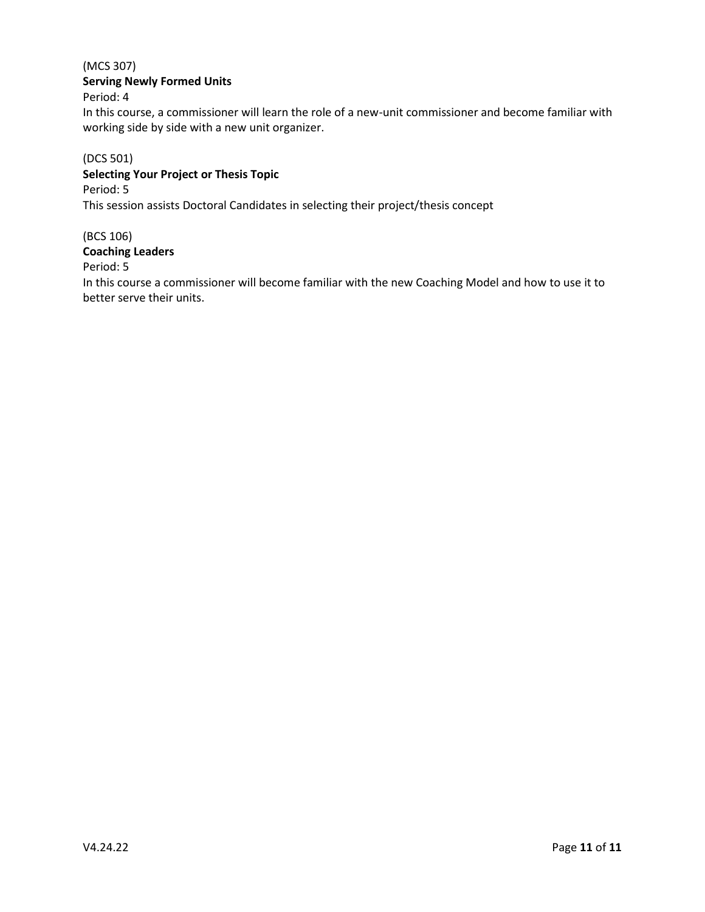(MCS 307)
**Serving Newly Formed Units**
Period: 4
In this course, a commissioner will learn the role of a new-unit commissioner and become familiar with working side by side with a new unit organizer.

(DCS 501)
**Selecting Your Project or Thesis Topic**
Period: 5
This session assists Doctoral Candidates in selecting their project/thesis concept

(BCS 106)
**Coaching Leaders**
Period: 5
In this course a commissioner will become familiar with the new Coaching Model and how to use it to better serve their units.

V4.24.22